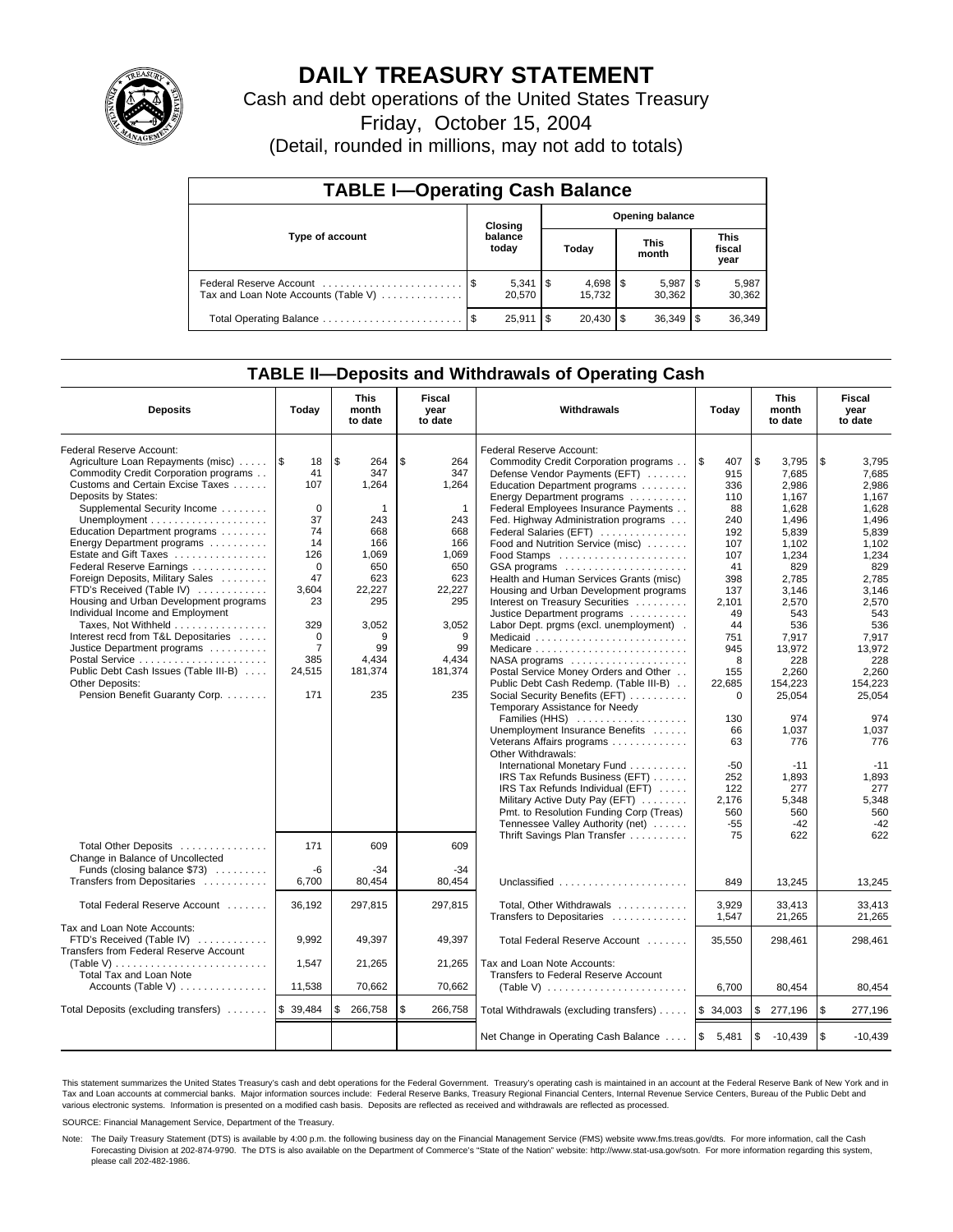# DAILY TREASURY STATEMENT

Cash and debt operations of the United States Treasury

Friday, October 15, 2004

(Detail, rounded in millions, may not add to totals)

## TABLE I—Operating Cash Balance

| Type of account | Closing balance today | Opening balance Today | Opening balance This month | Opening balance This fiscal year |
|---|---|---|---|---|
| Federal Reserve Account | $ 5,341 | $ 4,698 | $ 5,987 | $ 5,987 |
| Tax and Loan Note Accounts (Table V) | 20,570 | 15,732 | 30,362 | 30,362 |
| Total Operating Balance | $ 25,911 | $ 20,430 | $ 36,349 | $ 36,349 |

## TABLE II—Deposits and Withdrawals of Operating Cash

| Deposits | Today | This month to date | Fiscal year to date | Withdrawals | Today | This month to date | Fiscal year to date |
|---|---|---|---|---|---|---|---|
| Federal Reserve Account: | | | | Federal Reserve Account: | | | |
| Agriculture Loan Repayments (misc) | $ 18 | $ 264 | $ 264 | Commodity Credit Corporation programs | $ 407 | $ 3,795 | $ 3,795 |
| Commodity Credit Corporation programs | 41 | 347 | 347 | Defense Vendor Payments (EFT) | 915 | 7,685 | 7,685 |
| Customs and Certain Excise Taxes | 107 | 1,264 | 1,264 | Education Department programs | 336 | 2,986 | 2,986 |
| Deposits by States: | | | | Energy Department programs | 110 | 1,167 | 1,167 |
| Supplemental Security Income | 0 | 1 | 1 | Federal Employees Insurance Payments | 88 | 1,628 | 1,628 |
| Unemployment | 37 | 243 | 243 | Fed. Highway Administration programs | 240 | 1,496 | 1,496 |
| Education Department programs | 74 | 668 | 668 | Federal Salaries (EFT) | 192 | 5,839 | 5,839 |
| Energy Department programs | 14 | 166 | 166 | Food and Nutrition Service (misc) | 107 | 1,102 | 1,102 |
| Estate and Gift Taxes | 126 | 1,069 | 1,069 | Food Stamps | 107 | 1,234 | 1,234 |
| Federal Reserve Earnings | 0 | 650 | 650 | GSA programs | 41 | 829 | 829 |
| Foreign Deposits, Military Sales | 47 | 623 | 623 | Health and Human Services Grants (misc) | 398 | 2,785 | 2,785 |
| FTD's Received (Table IV) | 3,604 | 22,227 | 22,227 | Housing and Urban Development programs | 137 | 3,146 | 3,146 |
| Housing and Urban Development programs | 23 | 295 | 295 | Interest on Treasury Securities | 2,101 | 2,570 | 2,570 |
| Individual Income and Employment | | | | Justice Department programs | 49 | 543 | 543 |
| Taxes, Not Withheld | 329 | 3,052 | 3,052 | Labor Dept. prgms (excl. unemployment) | 44 | 536 | 536 |
| Interest recd from T&L Depositaries | 0 | 9 | 9 | Medicaid | 751 | 7,917 | 7,917 |
| Justice Department programs | 7 | 99 | 99 | Medicare | 945 | 13,972 | 13,972 |
| Postal Service | 385 | 4,434 | 4,434 | NASA programs | 8 | 228 | 228 |
| Public Debt Cash Issues (Table III-B) | 24,515 | 181,374 | 181,374 | Postal Service Money Orders and Other | 155 | 2,260 | 2,260 |
| Other Deposits: | | | | Public Debt Cash Redemp. (Table III-B) | 22,685 | 154,223 | 154,223 |
| Pension Benefit Guaranty Corp. | 171 | 235 | 235 | Social Security Benefits (EFT) | 0 | 25,054 | 25,054 |
| | | | | Temporary Assistance for Needy Families (HHS) | 130 | 974 | 974 |
| | | | | Unemployment Insurance Benefits | 66 | 1,037 | 1,037 |
| | | | | Veterans Affairs programs | 63 | 776 | 776 |
| | | | | Other Withdrawals: | | | |
| | | | | International Monetary Fund | -50 | -11 | -11 |
| | | | | IRS Tax Refunds Business (EFT) | 252 | 1,893 | 1,893 |
| | | | | IRS Tax Refunds Individual (EFT) | 122 | 277 | 277 |
| | | | | Military Active Duty Pay (EFT) | 2,176 | 5,348 | 5,348 |
| | | | | Pmt. to Resolution Funding Corp (Treas) | 560 | 560 | 560 |
| | | | | Tennessee Valley Authority (net) | -55 | -42 | -42 |
| | | | | Thrift Savings Plan Transfer | 75 | 622 | 622 |
| Total Other Deposits | 171 | 609 | 609 | | | | |
| Change in Balance of Uncollected Funds (closing balance $73) | -6 | -34 | -34 | | | | |
| Transfers from Depositaries | 6,700 | 80,454 | 80,454 | Unclassified | 849 | 13,245 | 13,245 |
| Total Federal Reserve Account | 36,192 | 297,815 | 297,815 | Total, Other Withdrawals | 3,929 | 33,413 | 33,413 |
| | | | | Transfers to Depositaries | 1,547 | 21,265 | 21,265 |
| Tax and Loan Note Accounts: | | | | | | | |
| FTD's Received (Table IV) | 9,992 | 49,397 | 49,397 | Total Federal Reserve Account | 35,550 | 298,461 | 298,461 |
| Transfers from Federal Reserve Account (Table V) | 1,547 | 21,265 | 21,265 | Tax and Loan Note Accounts: | | | |
| Total Tax and Loan Note Accounts (Table V) | 11,538 | 70,662 | 70,662 | Transfers to Federal Reserve Account (Table V) | 6,700 | 80,454 | 80,454 |
| Total Deposits (excluding transfers) | $ 39,484 | $ 266,758 | $ 266,758 | Total Withdrawals (excluding transfers) | $ 34,003 | $ 277,196 | $ 277,196 |
| | | | | Net Change in Operating Cash Balance | $ 5,481 | $ -10,439 | $ -10,439 |

This statement summarizes the United States Treasury's cash and debt operations for the Federal Government. Treasury's operating cash is maintained in an account at the Federal Reserve Bank of New York and in Tax and Loan accounts at commercial banks. Major information sources include: Federal Reserve Banks, Treasury Regional Financial Centers, Internal Revenue Service Centers, Bureau of the Public Debt and various electronic systems. Information is presented on a modified cash basis. Deposits are reflected as received and withdrawals are reflected as processed.

SOURCE: Financial Management Service, Department of the Treasury.

Note: The Daily Treasury Statement (DTS) is available by 4:00 p.m. the following business day on the Financial Management Service (FMS) website www.fms.treas.gov/dts. For more information, call the Cash Forecasting Division at 202-874-9790. The DTS is also available on the Department of Commerce's "State of the Nation" website: http://www.stat-usa.gov/sotn. For more information regarding this system, please call 202-482-1986.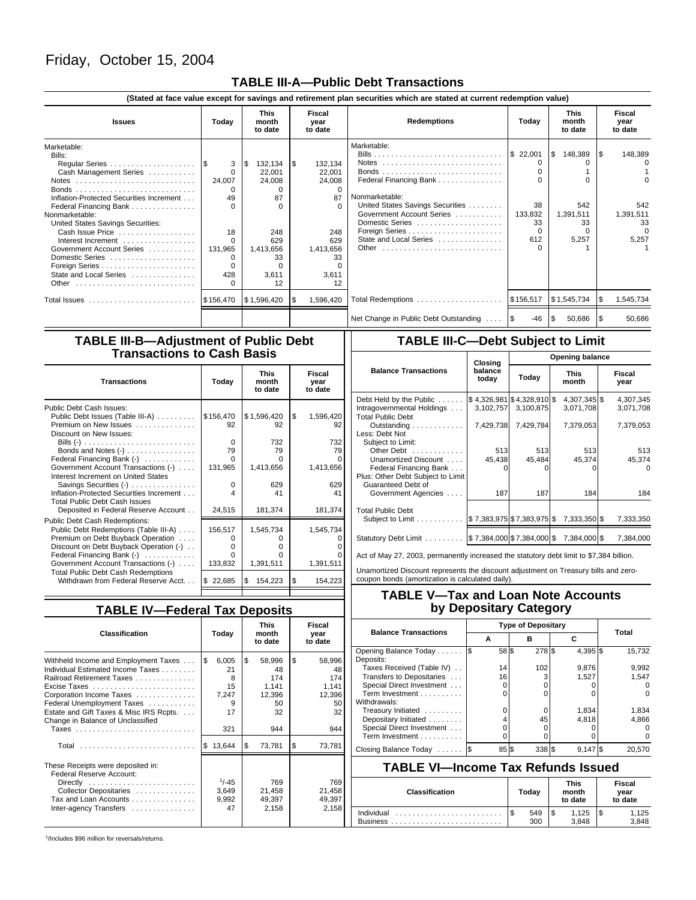Friday, October 15, 2004

## TABLE III-A—Public Debt Transactions

(Stated at face value except for savings and retirement plan securities which are stated at current redemption value)

| Issues | Today | This month to date | Fiscal year to date |
|---|---|---|---|
| Marketable: | | | |
| Bills: | | | |
| Regular Series | $ 3 | $ 132,134 | $ 132,134 |
| Cash Management Series | 0 | 22,001 | 22,001 |
| Notes | 24,007 | 24,008 | 24,008 |
| Bonds | 0 | 0 | 0 |
| Inflation-Protected Securities Increment | 49 | 87 | 87 |
| Federal Financing Bank | 0 | 0 | 0 |
| Nonmarketable: | | | |
| United States Savings Securities: | | | |
| Cash Issue Price | 18 | 248 | 248 |
| Interest Increment | 0 | 629 | 629 |
| Government Account Series | 131,965 | 1,413,656 | 1,413,656 |
| Domestic Series | 0 | 33 | 33 |
| Foreign Series | 0 | 0 | 0 |
| State and Local Series | 428 | 3,611 | 3,611 |
| Other | 0 | 12 | 12 |
| Total Issues | $156,470 | $1,596,420 | $ 1,596,420 |

| Redemptions | Today | This month to date | Fiscal year to date |
|---|---|---|---|
| Marketable: | | | |
| Bills | $ 22,001 | $ 148,389 | $ 148,389 |
| Notes | 0 | 0 | 0 |
| Bonds | 0 | 1 | 1 |
| Federal Financing Bank | 0 | 0 | 0 |
| Nonmarketable: | | | |
| United States Savings Securities | 38 | 542 | 542 |
| Government Account Series | 133,832 | 1,391,511 | 1,391,511 |
| Domestic Series | 33 | 33 | 33 |
| Foreign Series | 0 | 0 | 0 |
| State and Local Series | 612 | 5,257 | 5,257 |
| Other | 0 | 1 | 1 |
| Total Redemptions | $156,517 | $1,545,734 | $ 1,545,734 |
| Net Change in Public Debt Outstanding | $ -46 | $ 50,686 | $ 50,686 |

## TABLE III-B—Adjustment of Public Debt Transactions to Cash Basis

| Transactions | Today | This month to date | Fiscal year to date |
|---|---|---|---|
| Public Debt Cash Issues: | | | |
| Public Debt Issues (Table III-A) | $156,470 | $1,596,420 | $ 1,596,420 |
| Premium on New Issues | 92 | 92 | 92 |
| Discount on New Issues: | | | |
| Bills (-) | 0 | 732 | 732 |
| Bonds and Notes (-) | 79 | 79 | 79 |
| Federal Financing Bank (-) | 0 | 0 | 0 |
| Government Account Transactions (-) | 131,965 | 1,413,656 | 1,413,656 |
| Interest Increment on United States Savings Securities (-) | 0 | 629 | 629 |
| Inflation-Protected Securities Increment | 4 | 41 | 41 |
| Total Public Debt Cash Issues Deposited in Federal Reserve Account | 24,515 | 181,374 | 181,374 |
| Public Debt Cash Redemptions: | | | |
| Public Debt Redemptions (Table III-A) | 156,517 | 1,545,734 | 1,545,734 |
| Premium on Debt Buyback Operation | 0 | 0 | 0 |
| Discount on Debt Buyback Operation (-) | 0 | 0 | 0 |
| Federal Financing Bank (-) | 0 | 0 | 0 |
| Government Account Transactions (-) | 133,832 | 1,391,511 | 1,391,511 |
| Total Public Debt Cash Redemptions Withdrawn from Federal Reserve Acct. | $ 22,685 | $ 154,223 | $ 154,223 |

## TABLE III-C—Debt Subject to Limit

| Balance Transactions | Closing balance today | Opening balance Today | This month | Fiscal year |
|---|---|---|---|---|
| Debt Held by the Public | $ 4,326,981 | $ 4,328,910 | $ 4,307,345 | $ 4,307,345 |
| Intragovernmental Holdings | 3,102,757 | 3,100,875 | 3,071,708 | 3,071,708 |
| Total Public Debt Outstanding | 7,429,738 | 7,429,784 | 7,379,053 | 7,379,053 |
| Less: Debt Not Subject to Limit: | | | | |
| Other Debt | 513 | 513 | 513 | 513 |
| Unamortized Discount | 45,438 | 45,484 | 45,374 | 45,374 |
| Federal Financing Bank | 0 | 0 | 0 | 0 |
| Plus: Other Debt Subject to Limit Guaranteed Debt of Government Agencies | 187 | 187 | 184 | 184 |
| Total Public Debt Subject to Limit | $ 7,383,975 | $ 7,383,975 | $ 7,333,350 | $ 7,333,350 |
| Statutory Debt Limit | $ 7,384,000 | $ 7,384,000 | $ 7,384,000 | $ 7,384,000 |

Act of May 27, 2003, permanently increased the statutory debt limit to $7,384 billion.

Unamortized Discount represents the discount adjustment on Treasury bills and zero-coupon bonds (amortization is calculated daily).

## TABLE IV—Federal Tax Deposits

| Classification | Today | This month to date | Fiscal year to date |
|---|---|---|---|
| Withheld Income and Employment Taxes | $ 6,005 | $ 58,996 | $ 58,996 |
| Individual Estimated Income Taxes | 21 | 48 | 48 |
| Railroad Retirement Taxes | 8 | 174 | 174 |
| Excise Taxes | 15 | 1,141 | 1,141 |
| Corporation Income Taxes | 7,247 | 12,396 | 12,396 |
| Federal Unemployment Taxes | 9 | 50 | 50 |
| Estate and Gift Taxes & Misc IRS Rcpts. | 17 | 32 | 32 |
| Change in Balance of Unclassified Taxes | 321 | 944 | 944 |
| Total | $ 13,644 | $ 73,781 | $ 73,781 |
| These Receipts were deposited in: | | | |
| Federal Reserve Account: | | | |
| Directly | [1]-45 | 769 | 769 |
| Collector Depositaries | 3,649 | 21,458 | 21,458 |
| Tax and Loan Accounts | 9,992 | 49,397 | 49,397 |
| Inter-agency Transfers | 47 | 2,158 | 2,158 |

## TABLE V—Tax and Loan Note Accounts by Depositary Category

| Balance Transactions | Type of Depositary A | B | C | Total |
|---|---|---|---|---|
| Opening Balance Today | $ 58 | $ 278 | $ 4,395 | $ 15,732 |
| Deposits: | | | | |
| Taxes Received (Table IV) | 14 | 102 | 9,876 | 9,992 |
| Transfers to Depositaries | 16 | 3 | 1,527 | 1,547 |
| Special Direct Investment | 0 | 0 | 0 | 0 |
| Term Investment | 0 | 0 | 0 | 0 |
| Withdrawals: | | | | |
| Treasury Initiated | 0 | 0 | 1,834 | 1,834 |
| Depositary Initiated | 4 | 45 | 4,818 | 4,866 |
| Special Direct Investment | 0 | 0 | 0 | 0 |
| Term Investment | 0 | 0 | 0 | 0 |
| Closing Balance Today | $ 85 | $ 338 | $ 9,147 | $ 20,570 |

## TABLE VI—Income Tax Refunds Issued

| Classification | Today | This month to date | Fiscal year to date |
|---|---|---|---|
| Individual | $ 549 | $ 1,125 | $ 1,125 |
| Business | 300 | 3,848 | 3,848 |

[1]Includes $96 million for reversals/returns.